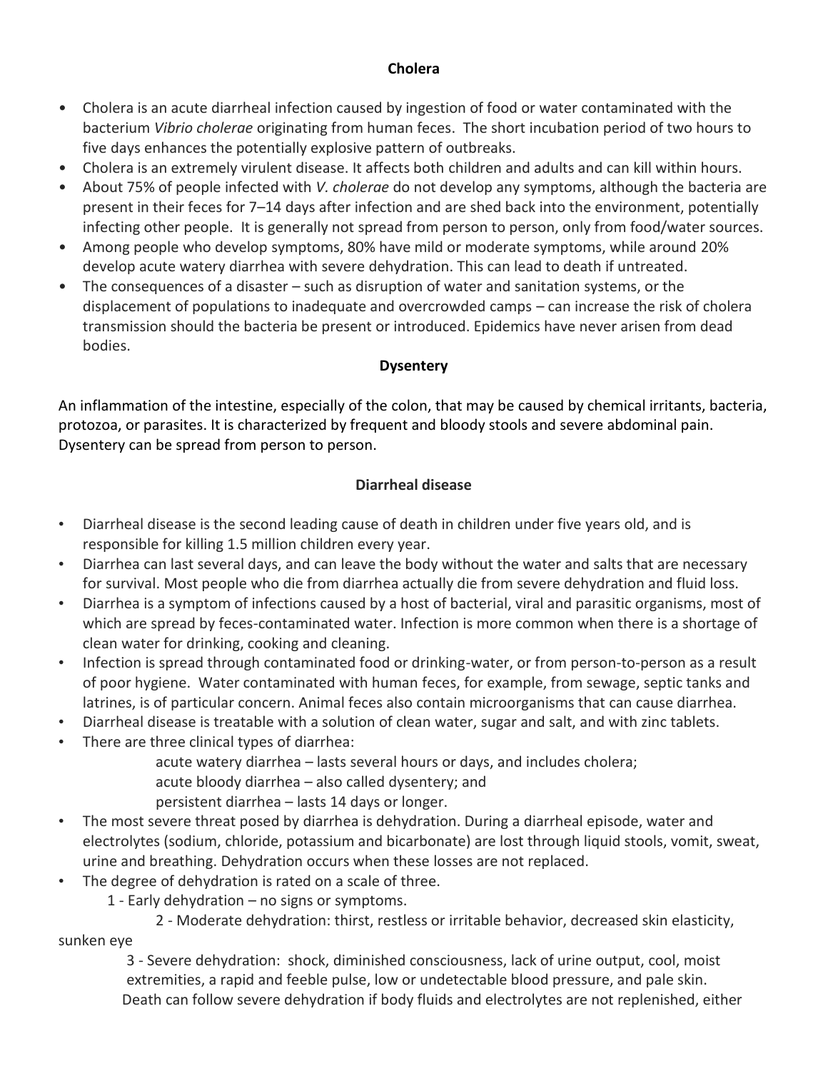## Cholera

- Cholera is an acute diarrheal infection caused by ingestion of food or water contaminated with the bacterium *Vibrio cholerae* originating from human feces. The short incubation period of two hours to five days enhances the potentially explosive pattern of outbreaks.
- Cholera is an extremely virulent disease. It affects both children and adults and can kill within hours.
- About 75% of people infected with *V. cholerae* do not develop any symptoms, although the bacteria are present in their feces for 7–14 days after infection and are shed back into the environment, potentially infecting other people. It is generally not spread from person to person, only from food/water sources.
- Among people who develop symptoms, 80% have mild or moderate symptoms, while around 20% develop acute watery diarrhea with severe dehydration. This can lead to death if untreated.
- The consequences of a disaster – such as disruption of water and sanitation systems, or the displacement of populations to inadequate and overcrowded camps – can increase the risk of cholera transmission should the bacteria be present or introduced. Epidemics have never arisen from dead bodies.

## Dysentery

An inflammation of the intestine, especially of the colon, that may be caused by chemical irritants, bacteria, protozoa, or parasites. It is characterized by frequent and bloody stools and severe abdominal pain. Dysentery can be spread from person to person.

## Diarrheal disease

- Diarrheal disease is the second leading cause of death in children under five years old, and is responsible for killing 1.5 million children every year.
- Diarrhea can last several days, and can leave the body without the water and salts that are necessary for survival. Most people who die from diarrhea actually die from severe dehydration and fluid loss.
- Diarrhea is a symptom of infections caused by a host of bacterial, viral and parasitic organisms, most of which are spread by feces-contaminated water. Infection is more common when there is a shortage of clean water for drinking, cooking and cleaning.
- Infection is spread through contaminated food or drinking-water, or from person-to-person as a result of poor hygiene. Water contaminated with human feces, for example, from sewage, septic tanks and latrines, is of particular concern. Animal feces also contain microorganisms that can cause diarrhea.
- Diarrheal disease is treatable with a solution of clean water, sugar and salt, and with zinc tablets.
- There are three clinical types of diarrhea:
  - acute watery diarrhea – lasts several hours or days, and includes cholera;
  - acute bloody diarrhea – also called dysentery; and
  - persistent diarrhea – lasts 14 days or longer.
- The most severe threat posed by diarrhea is dehydration. During a diarrheal episode, water and electrolytes (sodium, chloride, potassium and bicarbonate) are lost through liquid stools, vomit, sweat, urine and breathing. Dehydration occurs when these losses are not replaced.
- The degree of dehydration is rated on a scale of three.
  - 1 - Early dehydration – no signs or symptoms.
  - 2 - Moderate dehydration: thirst, restless or irritable behavior, decreased skin elasticity, sunken eye
  - 3 - Severe dehydration: shock, diminished consciousness, lack of urine output, cool, moist extremities, a rapid and feeble pulse, low or undetectable blood pressure, and pale skin.

  Death can follow severe dehydration if body fluids and electrolytes are not replenished, either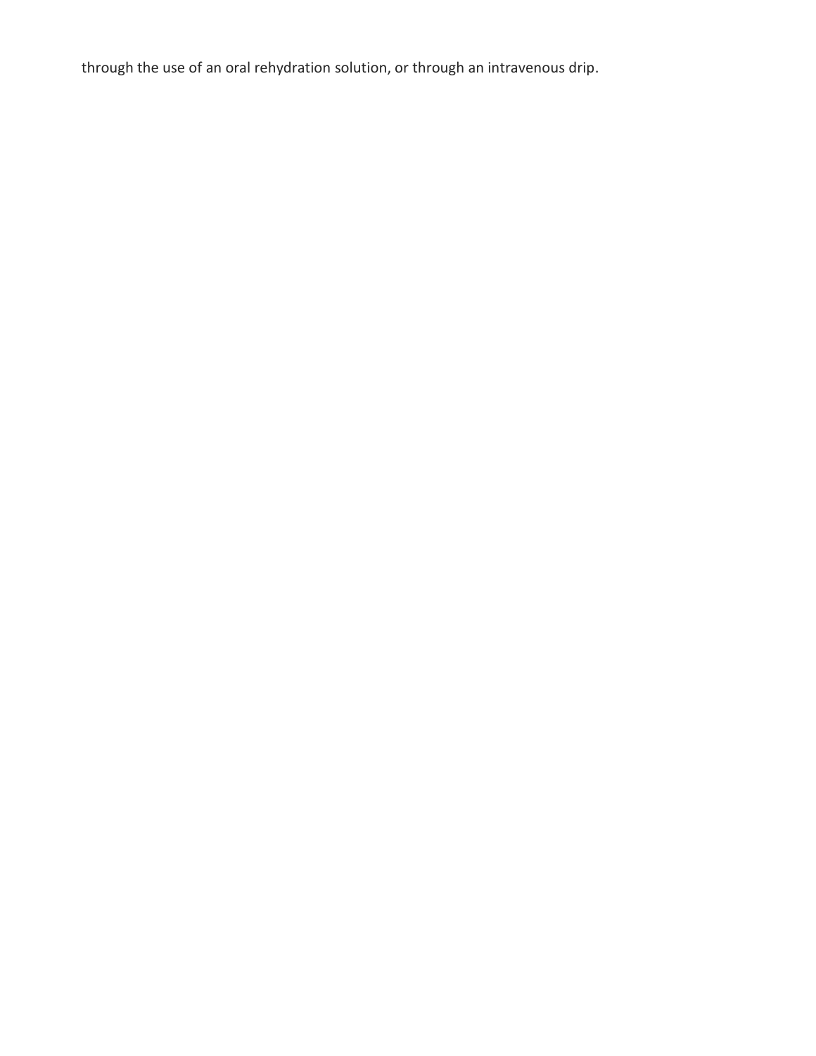through the use of an oral rehydration solution, or through an intravenous drip.